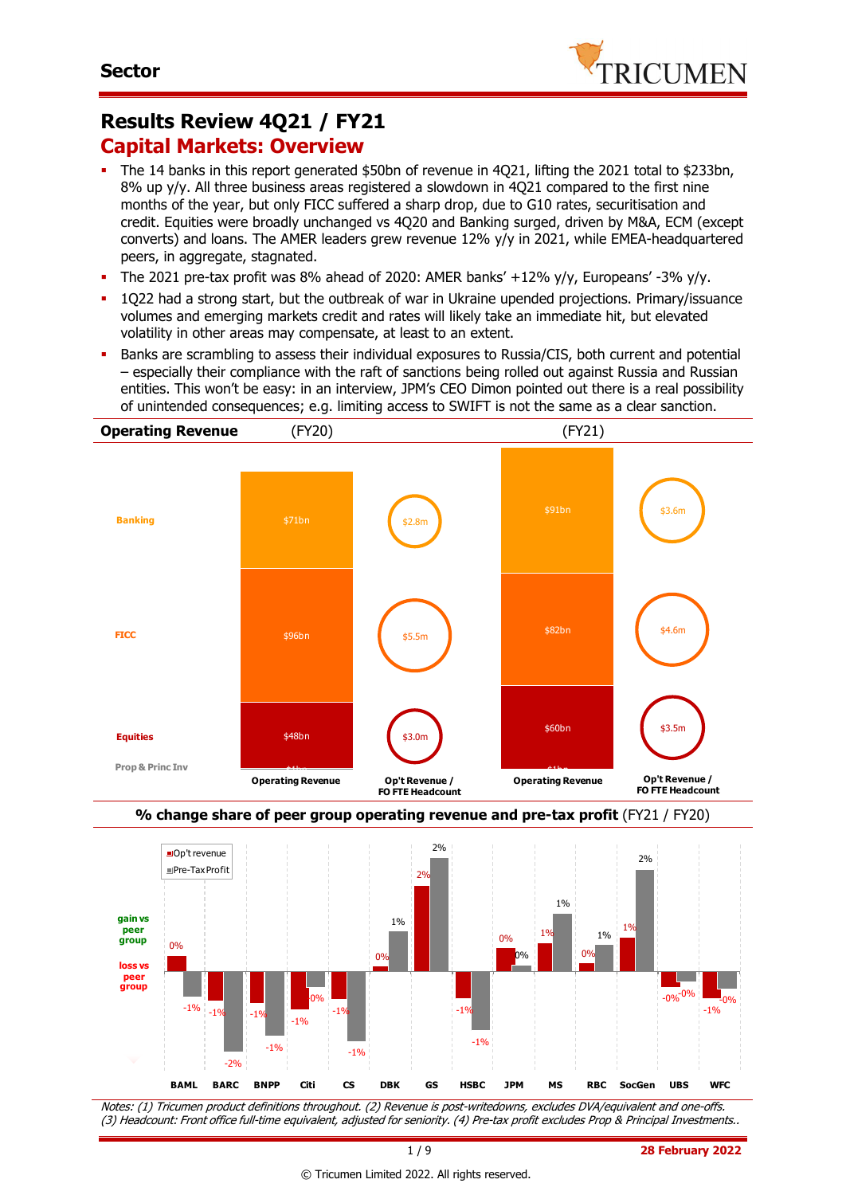# Sector

## Results Review 4Q21 / FY21

## Capital Markets: Overview

- The 14 banks in this report generated $50bn of revenue in 4Q21, lifting the 2021 total to $233bn, 8% up y/y. All three business areas registered a slowdown in 4Q21 compared to the first nine months of the year, but only FICC suffered a sharp drop, due to G10 rates, securitisation and credit. Equities were broadly unchanged vs 4Q20 and Banking surged, driven by M&A, ECM (except converts) and loans. The AMER leaders grew revenue 12% y/y in 2021, while EMEA-headquartered peers, in aggregate, stagnated.
- The 2021 pre-tax profit was 8% ahead of 2020: AMER banks' +12% y/y, Europeans' -3% y/y.
- 1Q22 had a strong start, but the outbreak of war in Ukraine upended projections. Primary/issuance volumes and emerging markets credit and rates will likely take an immediate hit, but elevated volatility in other areas may compensate, at least to an extent.
- Banks are scrambling to assess their individual exposures to Russia/CIS, both current and potential – especially their compliance with the raft of sanctions being rolled out against Russia and Russian entities. This won't be easy: in an interview, JPM's CEO Dimon pointed out there is a real possibility of unintended consequences; e.g. limiting access to SWIFT is not the same as a clear sanction.

**Operating Revenue**

| | FY20 Operating Revenue | FY20 Op't Revenue / FO FTE Headcount | FY21 Operating Revenue | FY21 Op't Revenue / FO FTE Headcount |
|---|---|---|---|---|
| Banking | $71bn | $2.8m | $91bn | $3.6m |
| FICC | $96bn | $5.5m | $82bn | $4.6m |
| Equities | $48bn | $3.0m | $60bn | $3.5m |
| Prop & Princ Inv | $1bn | | $1bn | |

**% change share of peer group operating revenue and pre-tax profit** (FY21 / FY20)

| | Op't revenue | Pre-Tax Profit |
|---|---|---|
| BAML | 0% | -1% |
| BARC | -1% | -2% |
| BNPP | -1% | -1% |
| Citi | -1% | 0% |
| CS | -1% | -1% |
| DBK | 0% | 1% |
| GS | 2% | 2% |
| HSBC | -1% | -1% |
| JPM | 0% | 0% |
| MS | 1% | 1% |
| RBC | 0% | 1% |
| SocGen | 1% | 2% |
| UBS | -0% | -0% |
| WFC | -1% | -0% |

*Notes: (1) Tricumen product definitions throughout. (2) Revenue is post-writedowns, excludes DVA/equivalent and one-offs. (3) Headcount: Front office full-time equivalent, adjusted for seniority. (4) Pre-tax profit excludes Prop & Principal Investments..*

28 February 2022

© Tricumen Limited 2022. All rights reserved.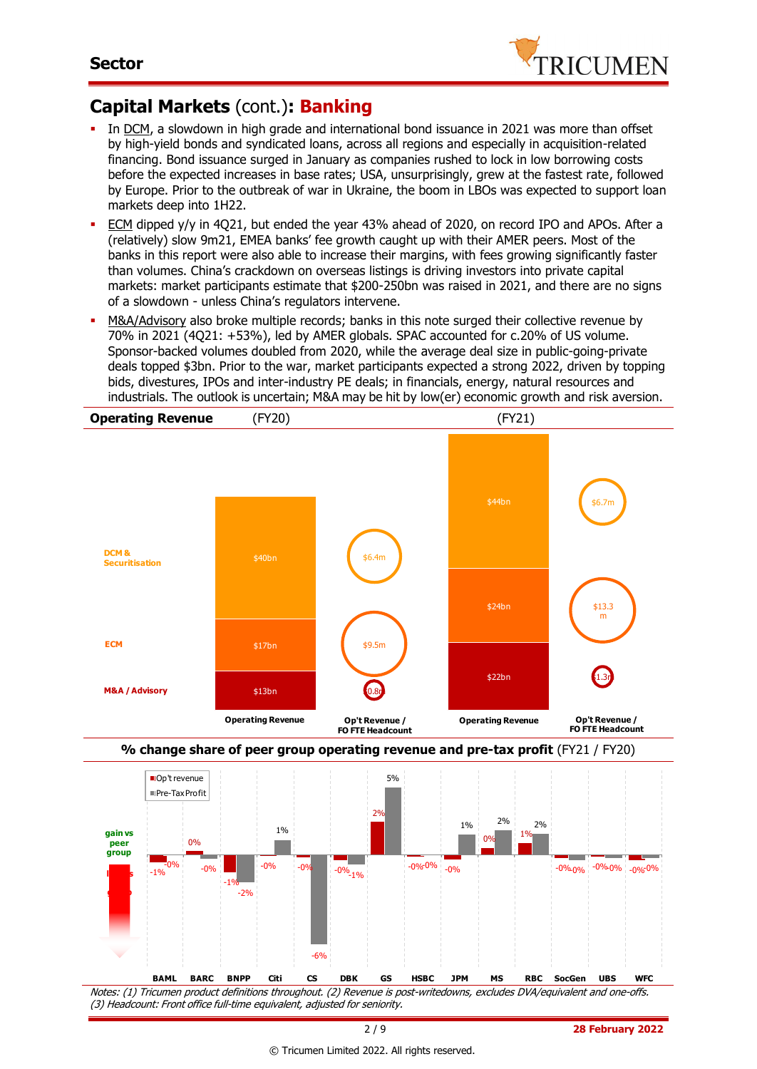# Capital Markets (cont.): Banking

- In DCM, a slowdown in high grade and international bond issuance in 2021 was more than offset by high-yield bonds and syndicated loans, across all regions and especially in acquisition-related financing. Bond issuance surged in January as companies rushed to lock in low borrowing costs before the expected increases in base rates; USA, unsurprisingly, grew at the fastest rate, followed by Europe. Prior to the outbreak of war in Ukraine, the boom in LBOs was expected to support loan markets deep into 1H22.
- ECM dipped y/y in 4Q21, but ended the year 43% ahead of 2020, on record IPO and APOs. After a (relatively) slow 9m21, EMEA banks' fee growth caught up with their AMER peers. Most of the banks in this report were also able to increase their margins, with fees growing significantly faster than volumes. China's crackdown on overseas listings is driving investors into private capital markets: market participants estimate that $200-250bn was raised in 2021, and there are no signs of a slowdown - unless China's regulators intervene.
- M&A/Advisory also broke multiple records; banks in this note surged their collective revenue by 70% in 2021 (4Q21: +53%), led by AMER globals. SPAC accounted for c.20% of US volume. Sponsor-backed volumes doubled from 2020, while the average deal size in public-going-private deals topped $3bn. Prior to the war, market participants expected a strong 2022, driven by topping bids, divestures, IPOs and inter-industry PE deals; in financials, energy, natural resources and industrials. The outlook is uncertain; M&A may be hit by low(er) economic growth and risk aversion.

**Operating Revenue** (FY20) (FY21)

| | FY20 Operating Revenue | FY20 Op't Revenue / FO FTE Headcount | FY21 Operating Revenue | FY21 Op't Revenue / FO FTE Headcount |
|---|---|---|---|---|
| DCM & Securitisation | $40bn | $6.4m | $44bn | $6.7m |
| ECM | $17bn | $9.5m | $24bn | $13.3m |
| M&A / Advisory | $13bn | $0.8m | $22bn | $1.3m |

**% change share of peer group operating revenue and pre-tax profit** (FY21 / FY20)

| | BAML | BARC | BNPP | Citi | CS | DBK | GS | HSBC | JPM | MS | RBC | SocGen | UBS | WFC |
|---|---|---|---|---|---|---|---|---|---|---|---|---|---|---|
| Op't revenue | -1% | 0% | -1% | -0% | -0% | -0% | 2% | -0% | -0% | 0% | 1% | -0% | -0% | -0% |
| Pre-Tax Profit | -0% | -0% | -2% | 1% | -6% | -1% | 5% | -0% | 1% | 2% | 2% | -0% | -0% | -0% |

Notes: (1) Tricumen product definitions throughout. (2) Revenue is post-writedowns, excludes DVA/equivalent and one-offs. (3) Headcount: Front office full-time equivalent, adjusted for seniority.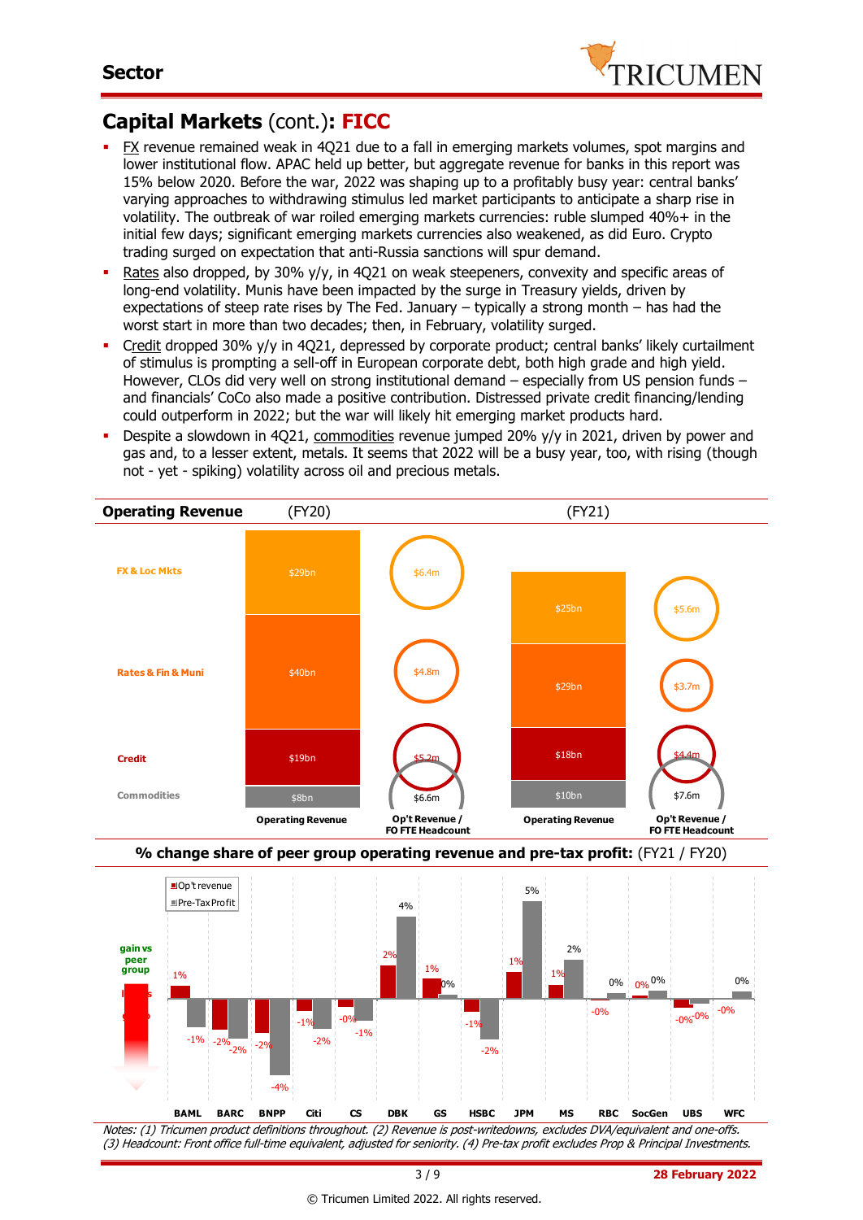# Capital Markets (cont.): FICC

- FX revenue remained weak in 4Q21 due to a fall in emerging markets volumes, spot margins and lower institutional flow. APAC held up better, but aggregate revenue for banks in this report was 15% below 2020. Before the war, 2022 was shaping up to a profitably busy year: central banks' varying approaches to withdrawing stimulus led market participants to anticipate a sharp rise in volatility. The outbreak of war roiled emerging markets currencies: ruble slumped 40%+ in the initial few days; significant emerging markets currencies also weakened, as did Euro. Crypto trading surged on expectation that anti-Russia sanctions will spur demand.
- Rates also dropped, by 30% y/y, in 4Q21 on weak steepeners, convexity and specific areas of long-end volatility. Munis have been impacted by the surge in Treasury yields, driven by expectations of steep rate rises by The Fed. January – typically a strong month – has had the worst start in more than two decades; then, in February, volatility surged.
- Credit dropped 30% y/y in 4Q21, depressed by corporate product; central banks' likely curtailment of stimulus is prompting a sell-off in European corporate debt, both high grade and high yield. However, CLOs did very well on strong institutional demand – especially from US pension funds – and financials' CoCo also made a positive contribution. Distressed private credit financing/lending could outperform in 2022; but the war will likely hit emerging market products hard.
- Despite a slowdown in 4Q21, commodities revenue jumped 20% y/y in 2021, driven by power and gas and, to a lesser extent, metals. It seems that 2022 will be a busy year, too, with rising (though not - yet - spiking) volatility across oil and precious metals.

**Operating Revenue**

| | (FY20) Operating Revenue | (FY20) Op't Revenue / FO FTE Headcount | (FY21) Operating Revenue | (FY21) Op't Revenue / FO FTE Headcount |
|---|---|---|---|---|
| FX & Loc Mkts | $29bn | $6.4m | $25bn | $5.6m |
| Rates & Fin & Muni | $40bn | $4.8m | $29bn | $3.7m |
| Credit | $19bn | $5.2m | $18bn | $4.4m |
| Commodities | $8bn | $6.6m | $10bn | $7.6m |

**% change share of peer group operating revenue and pre-tax profit:** (FY21 / FY20)

| | BAML | BARC | BNPP | Citi | CS | DBK | GS | HSBC | JPM | MS | RBC | SocGen | UBS | WFC |
|---|---|---|---|---|---|---|---|---|---|---|---|---|---|---|
| Op't revenue | 1% | -2% | -2% | -1% | -0% | 2% | 1% | -1% | 1% | 1% | -0% | 0% | -0% | -0% |
| Pre-Tax Profit | -1% | -2% | -4% | -2% | -1% | 4% | 0% | -2% | 5% | 2% | 0% | 0% | -0% | 0% |

*Notes: (1) Tricumen product definitions throughout. (2) Revenue is post-writedowns, excludes DVA/equivalent and one-offs. (3) Headcount: Front office full-time equivalent, adjusted for seniority. (4) Pre-tax profit excludes Prop & Principal Investments.*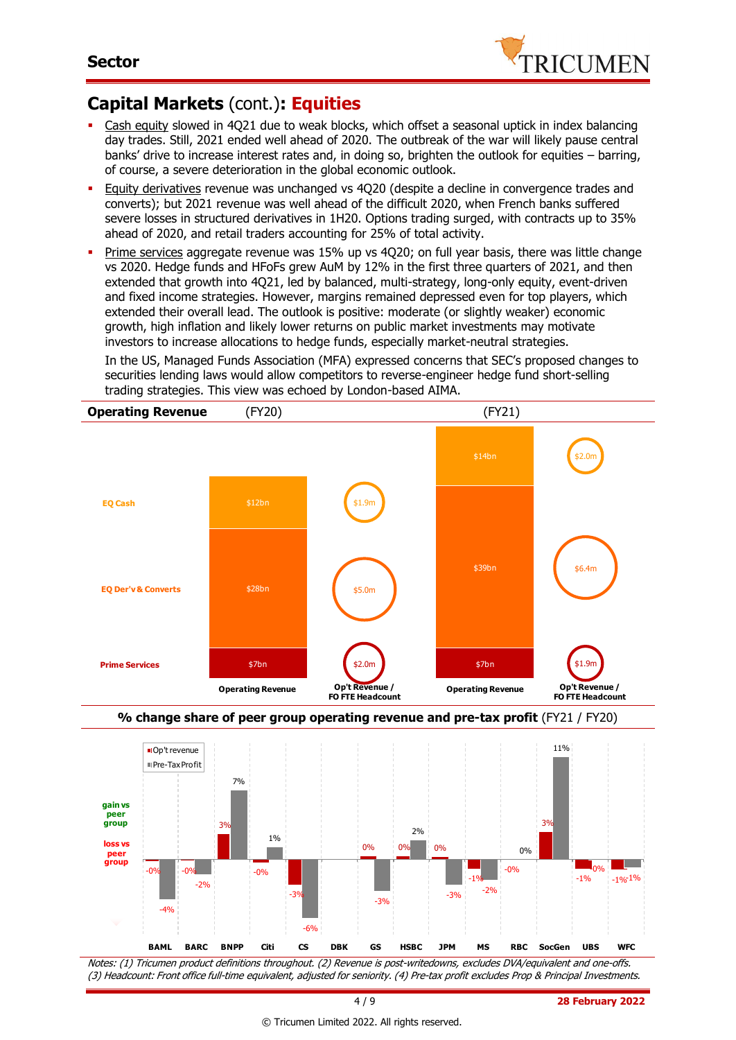## Capital Markets (cont.): **Equities**

- Cash equity slowed in 4Q21 due to weak blocks, which offset a seasonal uptick in index balancing day trades. Still, 2021 ended well ahead of 2020. The outbreak of the war will likely pause central banks' drive to increase interest rates and, in doing so, brighten the outlook for equities – barring, of course, a severe deterioration in the global economic outlook.
- Equity derivatives revenue was unchanged vs 4Q20 (despite a decline in convergence trades and converts); but 2021 revenue was well ahead of the difficult 2020, when French banks suffered severe losses in structured derivatives in 1H20. Options trading surged, with contracts up to 35% ahead of 2020, and retail traders accounting for 25% of total activity.
- Prime services aggregate revenue was 15% up vs 4Q20; on full year basis, there was little change vs 2020. Hedge funds and HFoFs grew AuM by 12% in the first three quarters of 2021, and then extended that growth into 4Q21, led by balanced, multi-strategy, long-only equity, event-driven and fixed income strategies. However, margins remained depressed even for top players, which extended their overall lead. The outlook is positive: moderate (or slightly weaker) economic growth, high inflation and likely lower returns on public market investments may motivate investors to increase allocations to hedge funds, especially market-neutral strategies.

  In the US, Managed Funds Association (MFA) expressed concerns that SEC's proposed changes to securities lending laws would allow competitors to reverse-engineer hedge fund short-selling trading strategies. This view was echoed by London-based AIMA.

**Operating Revenue**

| | (FY20) Operating Revenue | (FY20) Op't Revenue / FO FTE Headcount | (FY21) Operating Revenue | (FY21) Op't Revenue / FO FTE Headcount |
|---|---|---|---|---|
| EQ Cash | $12bn | $1.9m | $14bn | $2.0m |
| EQ Der'v & Converts | $28bn | $5.0m | $39bn | $6.4m |
| Prime Services | $7bn | $2.0m | $7bn | $1.9m |

**% change share of peer group operating revenue and pre-tax profit** (FY21 / FY20)

| | BAML | BARC | BNPP | Citi | CS | DBK | GS | HSBC | JPM | MS | RBC | SocGen | UBS | WFC |
|---|---|---|---|---|---|---|---|---|---|---|---|---|---|---|
| Op't revenue | -0% | -0% | 3% | -0% | -3% | | 0% | 0% | 0% | -1% | -0% | 3% | -1% | -1% |
| Pre-Tax Profit | -4% | -2% | 7% | 1% | -6% | | -3% | 2% | -3% | -2% | 0% | 11% | 0% | -1% |

*Notes: (1) Tricumen product definitions throughout. (2) Revenue is post-writedowns, excludes DVA/equivalent and one-offs. (3) Headcount: Front office full-time equivalent, adjusted for seniority. (4) Pre-tax profit excludes Prop & Principal Investments.*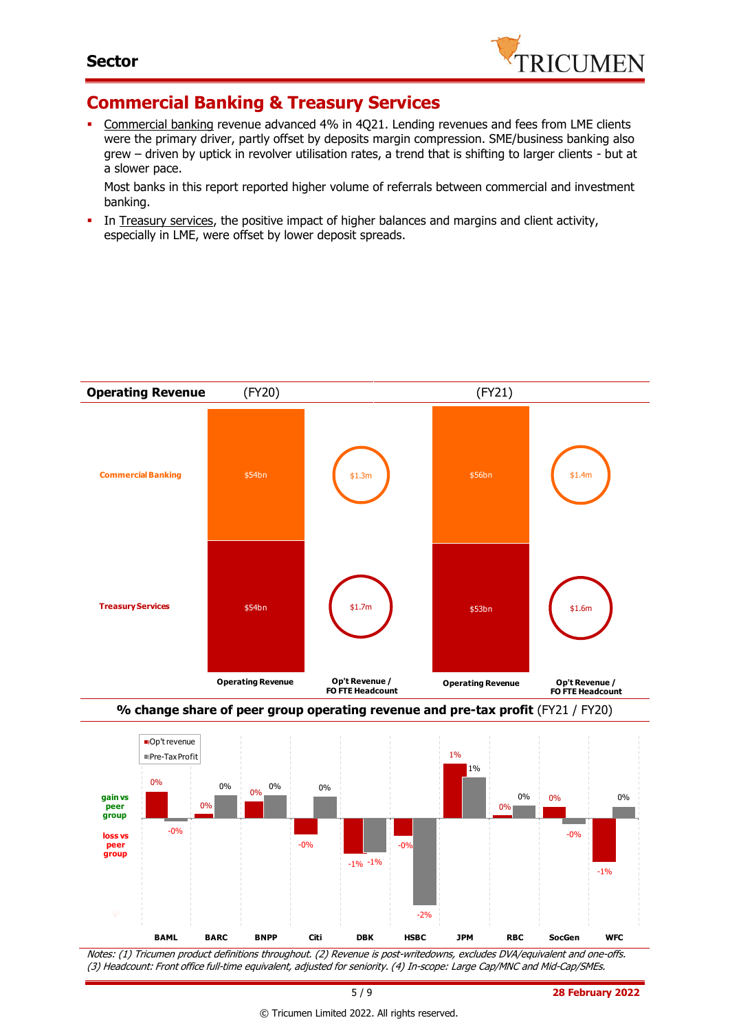## Commercial Banking & Treasury Services

- Commercial banking revenue advanced 4% in 4Q21. Lending revenues and fees from LME clients were the primary driver, partly offset by deposits margin compression. SME/business banking also grew – driven by uptick in revolver utilisation rates, a trend that is shifting to larger clients - but at a slower pace.

  Most banks in this report reported higher volume of referrals between commercial and investment banking.

- In Treasury services, the positive impact of higher balances and margins and client activity, especially in LME, were offset by lower deposit spreads.

**Operating Revenue**

| | (FY20) Operating Revenue | (FY20) Op't Revenue / FO FTE Headcount | (FY21) Operating Revenue | (FY21) Op't Revenue / FO FTE Headcount |
|---|---|---|---|---|
| Commercial Banking | $54bn | $1.3m | $56bn | $1.4m |
| Treasury Services | $54bn | $1.7m | $53bn | $1.6m |

**% change share of peer group operating revenue and pre-tax profit** (FY21 / FY20)

| | BAML | BARC | BNPP | Citi | DBK | HSBC | JPM | RBC | SocGen | WFC |
|---|---|---|---|---|---|---|---|---|---|---|
| Op't revenue | 0% | 0% | 0% | -0% | -1% | -0% | 1% | 0% | 0% | -1% |
| Pre-Tax Profit | -0% | 0% | 0% | 0% | -1% | -2% | 1% | 0% | -0% | 0% |

*Notes: (1) Tricumen product definitions throughout. (2) Revenue is post-writedowns, excludes DVA/equivalent and one-offs. (3) Headcount: Front office full-time equivalent, adjusted for seniority. (4) In-scope: Large Cap/MNC and Mid-Cap/SMEs.*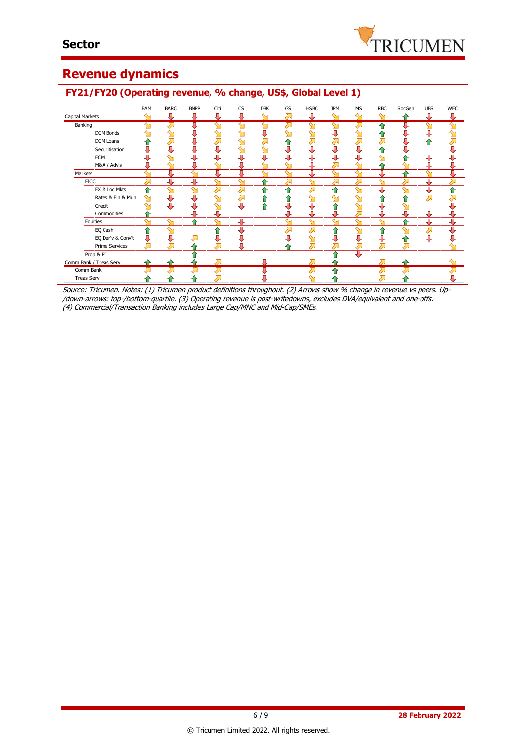## Sector

# Revenue dynamics

### FY21/FY20 (Operating revenue, % change, US$, Global Level 1)

| | BAML | BARC | BNPP | Citi | CS | DBK | GS | HSBC | JPM | MS | RBC | SocGen | UBS | WFC |
|---|---|---|---|---|---|---|---|---|---|---|---|---|---|---|
| Capital Markets | ↘ | ↓ | ↓ | ↓ | ↓ | ↘ | ↗ | ↓ | ↘ | ↘ | ↘ | ↑ | ↓ | ↓ |
| Banking | ↘ | ↗ | ↓ | ↘ | ↘ | ↘ | ↗ | ↘ | ↘ | ↗ | ↑ | ↓ | ↘ | ↘ |
| DCM Bonds | ↘ | ↘ | ↓ | ↘ | ↘ | ↓ | ↘ | ↘ | ↓ | ↘ | ↑ | ↓ | ↓ | ↘ |
| DCM Loans | ↑ | ↗ | ↓ | ↗ | ↘ | ↗ | ↑ | ↗ | ↗ | ↗ | ↗ | ↓ | ↑ | ↗ |
| Securitisation | ↓ | ↓ | ↓ | ↓ | ↘ | ↘ | ↓ | ↓ | ↓ | ↓ | ↑ | ↓ | | ↓ |
| ECM | ↓ | ↘ | ↓ | ↓ | ↓ | ↓ | ↓ | ↓ | ↓ | ↓ | ↘ | ↑ | ↓ | ↓ |
| M&A / Advis | ↓ | ↘ | ↓ | ↘ | ↓ | ↘ | ↘ | ↓ | ↗ | ↘ | ↑ | ↘ | ↓ | ↓ |
| Markets | ↘ | ↓ | ↘ | ↓ | ↓ | ↘ | ↘ | ↓ | ↘ | ↘ | ↓ | ↑ | ↘ | ↓ |
| FICC | ↗ | ↓ | ↓ | ↘ | ↘ | ↑ | ↗ | ↘ | ↗ | ↗ | ↘ | ↗ | ↓ | ↗ |
| FX & Loc Mkts | ↑ | ↘ | ↘ | ↗ | ↗ | ↑ | ↑ | ↗ | ↑ | ↘ | ↓ | ↘ | ↓ | ↑ |
| Rates & Fin & Mun | ↘ | ↓ | ↓ | ↘ | ↗ | ↑ | ↑ | ↘ | ↘ | ↘ | ↑ | ↑ | ↗ | ↗ |
| Credit | ↘ | ↓ | ↓ | ↘ | ↓ | ↑ | ↓ | ↓ | ↑ | ↘ | ↓ | ↘ | | ↓ |
| Commodities | ↑ | | ↓ | ↓ | | | ↓ | ↓ | ↓ | ↗ | ↓ | ↓ | ↓ | ↓ |
| Equities | ↘ | ↘ | ↑ | ↘ | ↓ | | ↘ | ↓ | ↘ | ↘ | ↘ | ↑ | ↓ | ↓ |
| EQ Cash | ↑ | ↘ | | ↑ | ↓ | | ↗ | ↗ | ↑ | ↘ | ↑ | ↘ | ↗ | ↓ |
| EQ Der'v & Conv't | ↓ | ↓ | ↗ | ↓ | ↓ | | ↓ | ↘ | ↓ | ↓ | ↓ | ↑ | ↓ | ↓ |
| Prime Services | ↗ | ↗ | ↑ | ↗ | ↓ | | ↑ | ↗ | ↗ | ↗ | ↗ | ↗ | | ↘ |
| Prop & PI | | | ↑ | | | | | | ↑ | ↓ | | | | |
| Comm Bank / Treas Serv | ↑ | ↑ | ↑ | ↗ | | ↓ | | ↗ | ↑ | | ↗ | ↑ | | ↘ |
| Comm Bank | ↗ | ↗ | ↗ | ↗ | | ↓ | | ↗ | ↑ | | ↗ | ↗ | | ↗ |
| Treas Serv | ↑ | ↑ | ↑ | ↗ | | ↓ | | ↘ | ↑ | | ↗ | ↑ | | ↓ |

*Source: Tricumen. Notes: (1) Tricumen product definitions throughout. (2) Arrows show % change in revenue vs peers. Up-/down-arrows: top-/bottom-quartile. (3) Operating revenue is post-writedowns, excludes DVA/equivalent and one-offs. (4) Commercial/Transaction Banking includes Large Cap/MNC and Mid-Cap/SMEs.*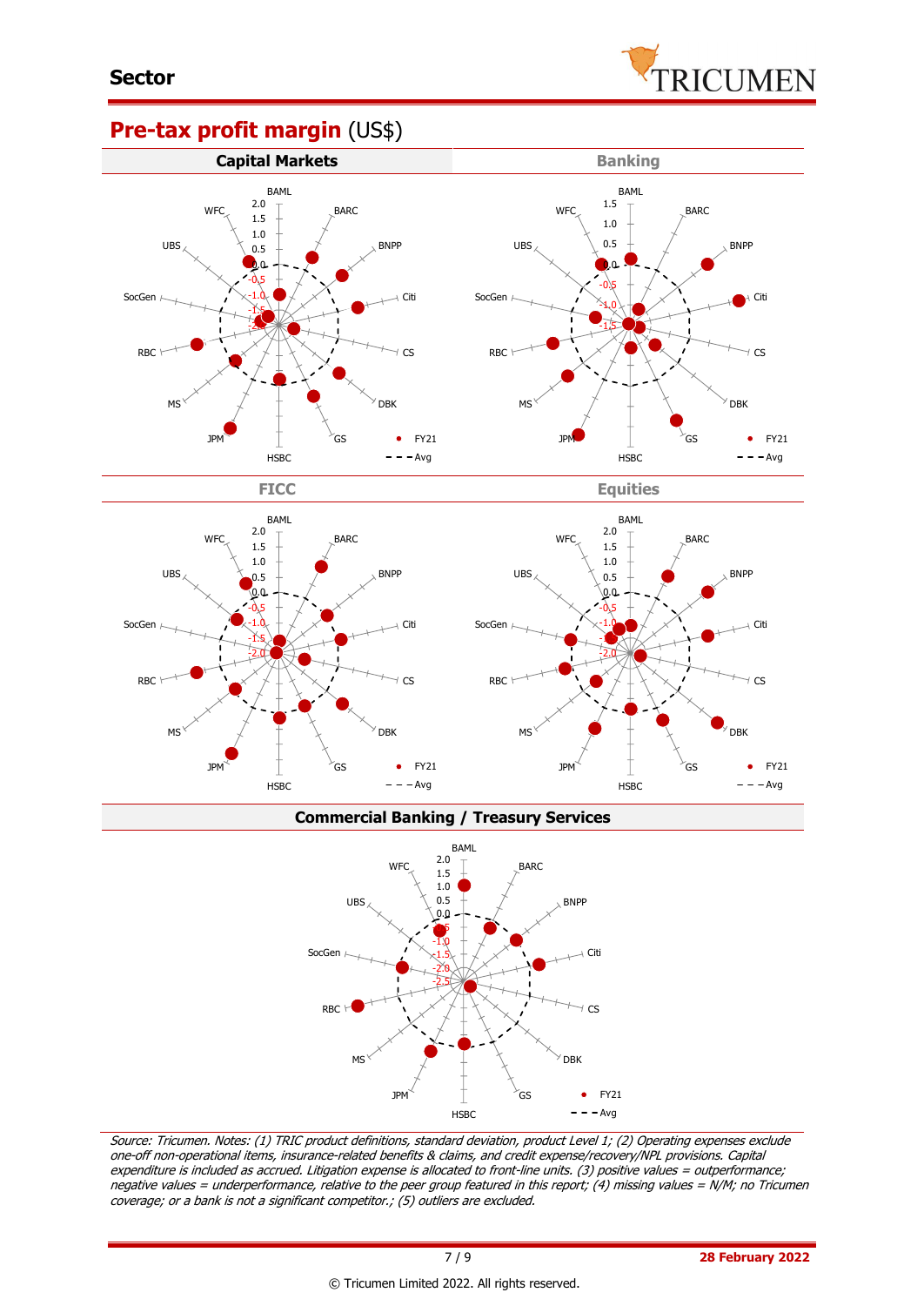# Pre-tax profit margin (US$)

## Capital Markets

## Banking

## FICC

## Equities

## Commercial Banking / Treasury Services

*Source: Tricumen. Notes: (1) TRIC product definitions, standard deviation, product Level 1; (2) Operating expenses exclude one-off non-operational items, insurance-related benefits & claims, and credit expense/recovery/NPL provisions. Capital expenditure is included as accrued. Litigation expense is allocated to front-line units. (3) positive values = outperformance; negative values = underperformance, relative to the peer group featured in this report; (4) missing values = N/M; no Tricumen coverage; or a bank is not a significant competitor.; (5) outliers are excluded.*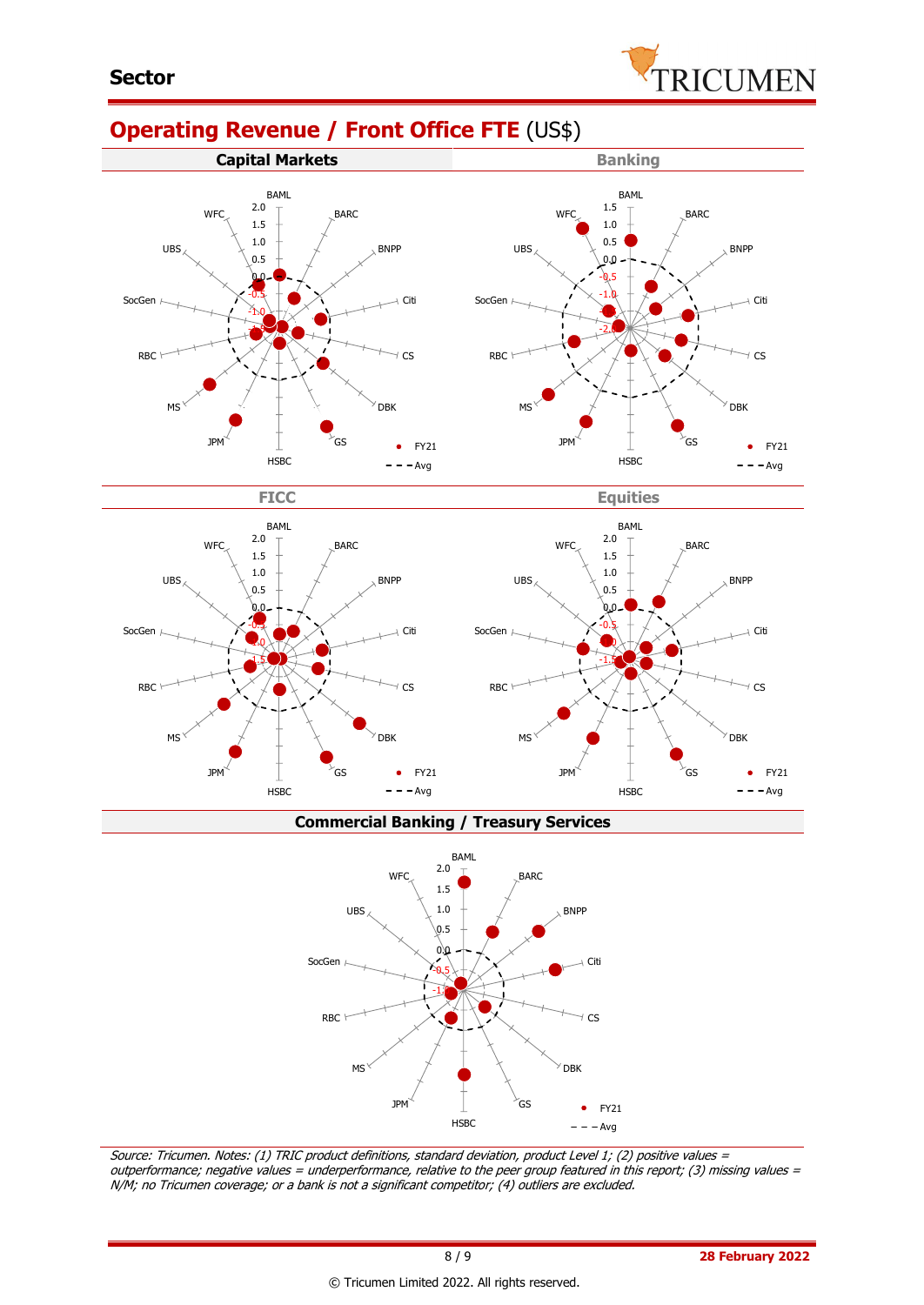**Sector**

## Operating Revenue / Front Office FTE (US$)

**Capital Markets**

**Banking**

**FICC**

**Equities**

**Commercial Banking / Treasury Services**

*Source: Tricumen. Notes: (1) TRIC product definitions, standard deviation, product Level 1; (2) positive values = outperformance; negative values = underperformance, relative to the peer group featured in this report; (3) missing values = N/M; no Tricumen coverage; or a bank is not a significant competitor; (4) outliers are excluded.*

28 February 2022

© Tricumen Limited 2022. All rights reserved.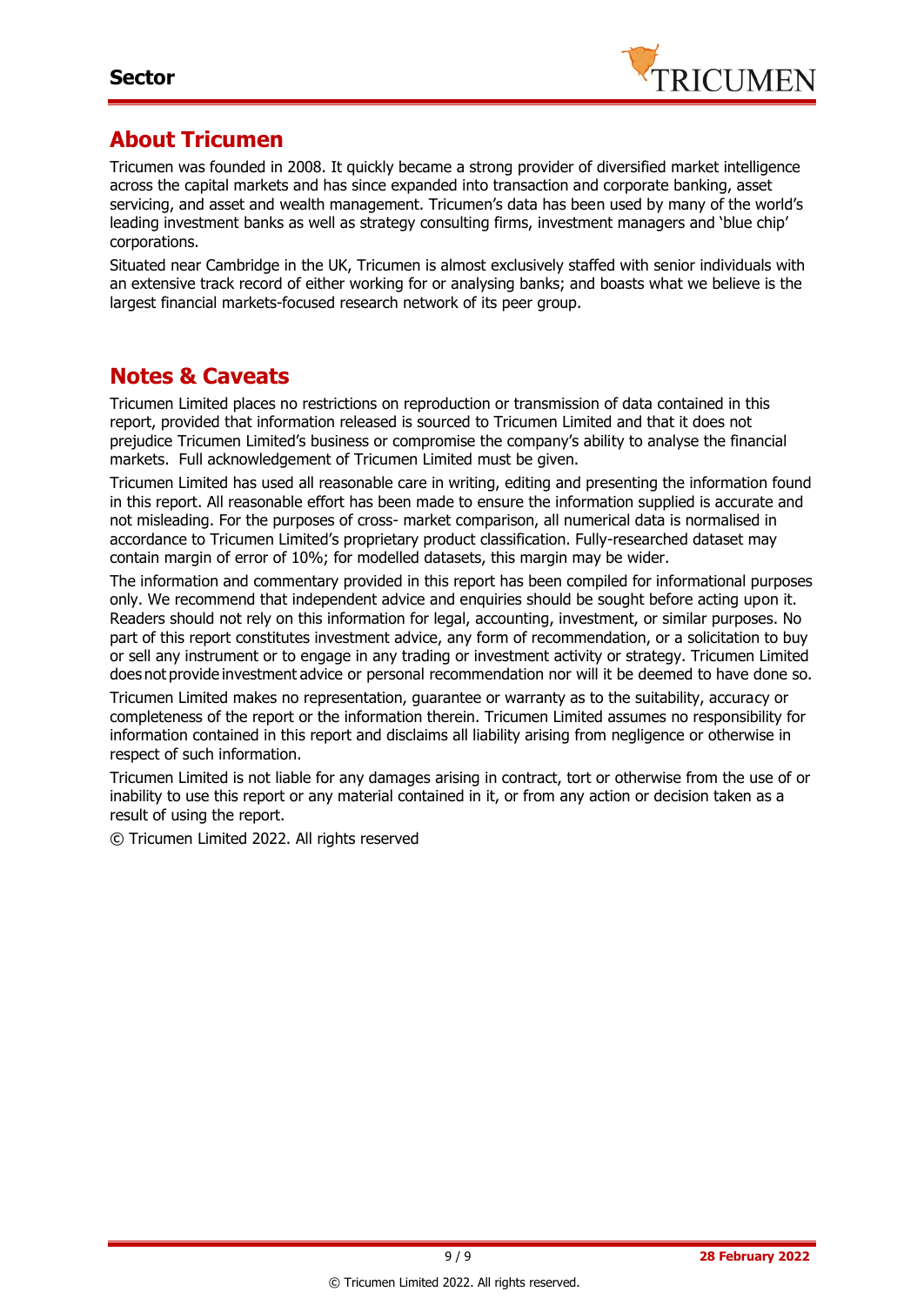## About Tricumen

Tricumen was founded in 2008. It quickly became a strong provider of diversified market intelligence across the capital markets and has since expanded into transaction and corporate banking, asset servicing, and asset and wealth management. Tricumen's data has been used by many of the world's leading investment banks as well as strategy consulting firms, investment managers and 'blue chip' corporations.

Situated near Cambridge in the UK, Tricumen is almost exclusively staffed with senior individuals with an extensive track record of either working for or analysing banks; and boasts what we believe is the largest financial markets-focused research network of its peer group.

## Notes & Caveats

Tricumen Limited places no restrictions on reproduction or transmission of data contained in this report, provided that information released is sourced to Tricumen Limited and that it does not prejudice Tricumen Limited's business or compromise the company's ability to analyse the financial markets. Full acknowledgement of Tricumen Limited must be given.

Tricumen Limited has used all reasonable care in writing, editing and presenting the information found in this report. All reasonable effort has been made to ensure the information supplied is accurate and not misleading. For the purposes of cross- market comparison, all numerical data is normalised in accordance to Tricumen Limited's proprietary product classification. Fully-researched dataset may contain margin of error of 10%; for modelled datasets, this margin may be wider.

The information and commentary provided in this report has been compiled for informational purposes only. We recommend that independent advice and enquiries should be sought before acting upon it. Readers should not rely on this information for legal, accounting, investment, or similar purposes. No part of this report constitutes investment advice, any form of recommendation, or a solicitation to buy or sell any instrument or to engage in any trading or investment activity or strategy. Tricumen Limited does not provide investment advice or personal recommendation nor will it be deemed to have done so.

Tricumen Limited makes no representation, guarantee or warranty as to the suitability, accuracy or completeness of the report or the information therein. Tricumen Limited assumes no responsibility for information contained in this report and disclaims all liability arising from negligence or otherwise in respect of such information.

Tricumen Limited is not liable for any damages arising in contract, tort or otherwise from the use of or inability to use this report or any material contained in it, or from any action or decision taken as a result of using the report.

© Tricumen Limited 2022. All rights reserved